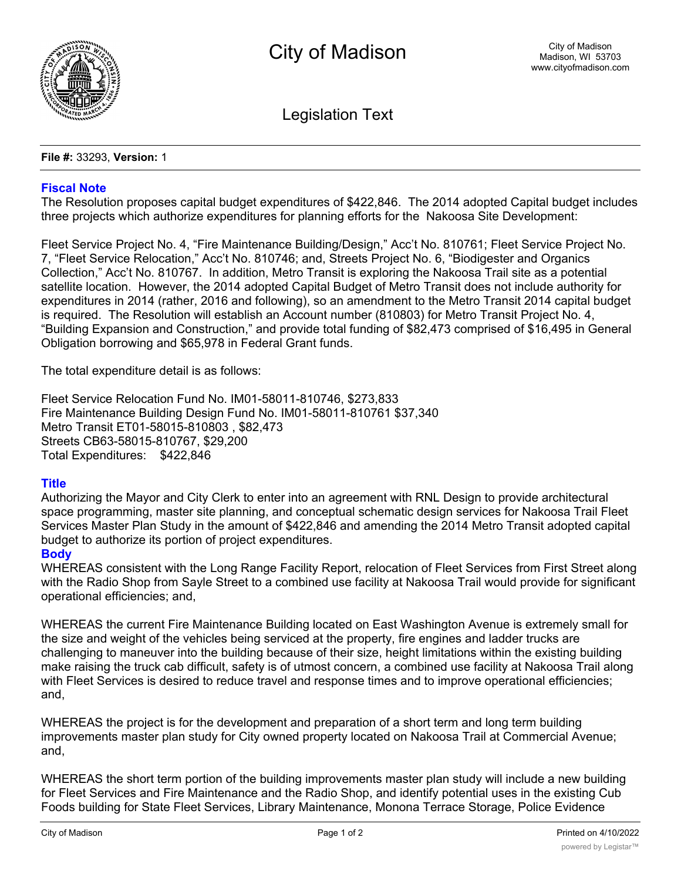# City of Madison

City of Madison
Madison, WI 53703
www.cityofmadison.com

## Legislation Text

**File #:** 33293, **Version:** 1

### Fiscal Note

The Resolution proposes capital budget expenditures of $422,846. The 2014 adopted Capital budget includes three projects which authorize expenditures for planning efforts for the Nakoosa Site Development:

Fleet Service Project No. 4, "Fire Maintenance Building/Design," Acc't No. 810761; Fleet Service Project No. 7, "Fleet Service Relocation," Acc't No. 810746; and, Streets Project No. 6, "Biodigester and Organics Collection," Acc't No. 810767. In addition, Metro Transit is exploring the Nakoosa Trail site as a potential satellite location. However, the 2014 adopted Capital Budget of Metro Transit does not include authority for expenditures in 2014 (rather, 2016 and following), so an amendment to the Metro Transit 2014 capital budget is required. The Resolution will establish an Account number (810803) for Metro Transit Project No. 4, "Building Expansion and Construction," and provide total funding of $82,473 comprised of $16,495 in General Obligation borrowing and $65,978 in Federal Grant funds.

The total expenditure detail is as follows:

Fleet Service Relocation Fund No. IM01-58011-810746, $273,833
Fire Maintenance Building Design Fund No. IM01-58011-810761 $37,340
Metro Transit ET01-58015-810803 , $82,473
Streets CB63-58015-810767, $29,200
Total Expenditures: $422,846

### Title

Authorizing the Mayor and City Clerk to enter into an agreement with RNL Design to provide architectural space programming, master site planning, and conceptual schematic design services for Nakoosa Trail Fleet Services Master Plan Study in the amount of $422,846 and amending the 2014 Metro Transit adopted capital budget to authorize its portion of project expenditures.

### Body

WHEREAS consistent with the Long Range Facility Report, relocation of Fleet Services from First Street along with the Radio Shop from Sayle Street to a combined use facility at Nakoosa Trail would provide for significant operational efficiencies; and,

WHEREAS the current Fire Maintenance Building located on East Washington Avenue is extremely small for the size and weight of the vehicles being serviced at the property, fire engines and ladder trucks are challenging to maneuver into the building because of their size, height limitations within the existing building make raising the truck cab difficult, safety is of utmost concern, a combined use facility at Nakoosa Trail along with Fleet Services is desired to reduce travel and response times and to improve operational efficiencies; and,

WHEREAS the project is for the development and preparation of a short term and long term building improvements master plan study for City owned property located on Nakoosa Trail at Commercial Avenue; and,

WHEREAS the short term portion of the building improvements master plan study will include a new building for Fleet Services and Fire Maintenance and the Radio Shop, and identify potential uses in the existing Cub Foods building for State Fleet Services, Library Maintenance, Monona Terrace Storage, Police Evidence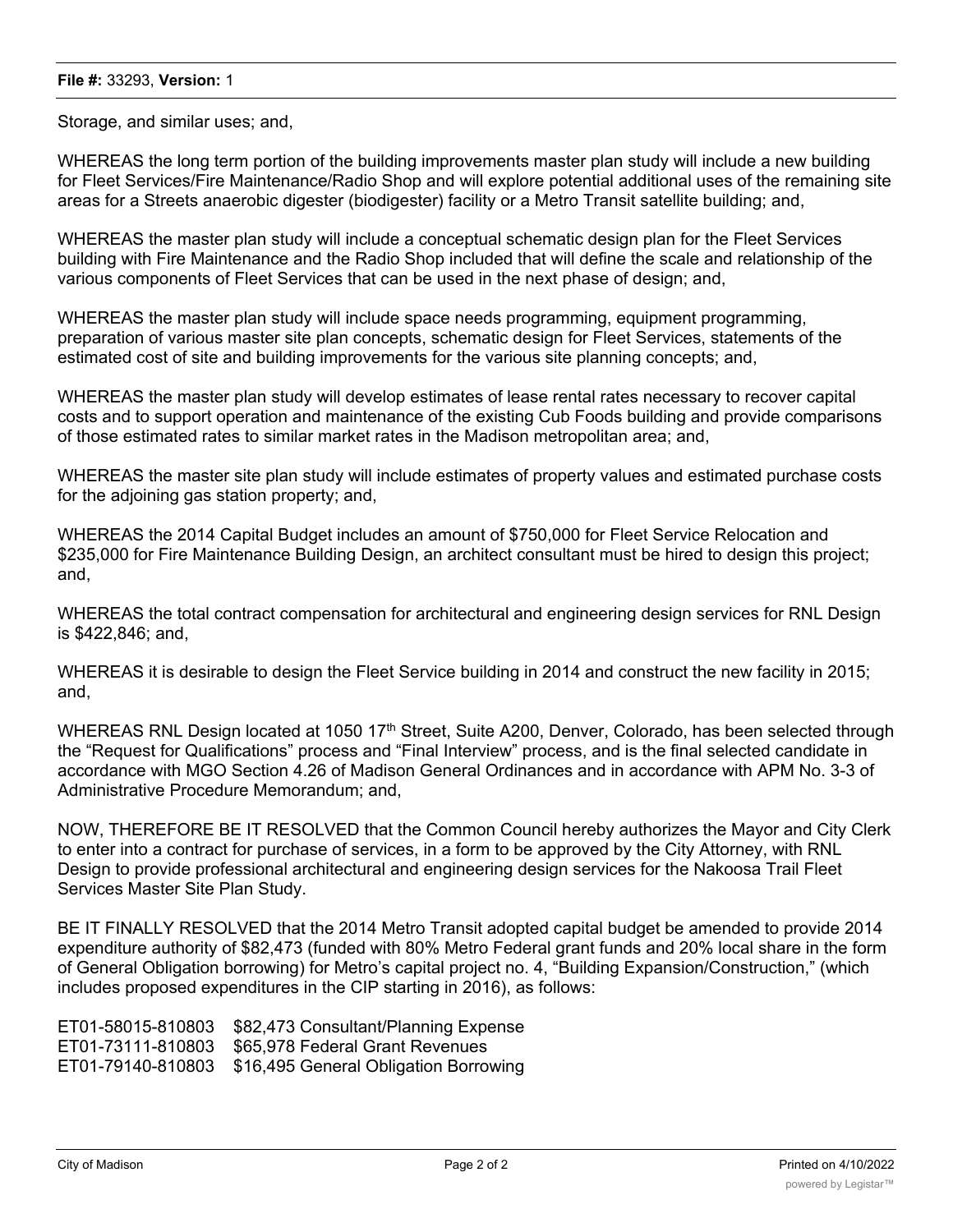Storage, and similar uses; and,

WHEREAS the long term portion of the building improvements master plan study will include a new building for Fleet Services/Fire Maintenance/Radio Shop and will explore potential additional uses of the remaining site areas for a Streets anaerobic digester (biodigester) facility or a Metro Transit satellite building; and,

WHEREAS the master plan study will include a conceptual schematic design plan for the Fleet Services building with Fire Maintenance and the Radio Shop included that will define the scale and relationship of the various components of Fleet Services that can be used in the next phase of design; and,

WHEREAS the master plan study will include space needs programming, equipment programming, preparation of various master site plan concepts, schematic design for Fleet Services, statements of the estimated cost of site and building improvements for the various site planning concepts; and,

WHEREAS the master plan study will develop estimates of lease rental rates necessary to recover capital costs and to support operation and maintenance of the existing Cub Foods building and provide comparisons of those estimated rates to similar market rates in the Madison metropolitan area; and,

WHEREAS the master site plan study will include estimates of property values and estimated purchase costs for the adjoining gas station property; and,

WHEREAS the 2014 Capital Budget includes an amount of $750,000 for Fleet Service Relocation and $235,000 for Fire Maintenance Building Design, an architect consultant must be hired to design this project; and,

WHEREAS the total contract compensation for architectural and engineering design services for RNL Design is $422,846; and,

WHEREAS it is desirable to design the Fleet Service building in 2014 and construct the new facility in 2015; and,

WHEREAS RNL Design located at 1050 17th Street, Suite A200, Denver, Colorado, has been selected through the "Request for Qualifications" process and "Final Interview" process, and is the final selected candidate in accordance with MGO Section 4.26 of Madison General Ordinances and in accordance with APM No. 3-3 of Administrative Procedure Memorandum; and,

NOW, THEREFORE BE IT RESOLVED that the Common Council hereby authorizes the Mayor and City Clerk to enter into a contract for purchase of services, in a form to be approved by the City Attorney, with RNL Design to provide professional architectural and engineering design services for the Nakoosa Trail Fleet Services Master Site Plan Study.

BE IT FINALLY RESOLVED that the 2014 Metro Transit adopted capital budget be amended to provide 2014 expenditure authority of $82,473 (funded with 80% Metro Federal grant funds and 20% local share in the form of General Obligation borrowing) for Metro's capital project no. 4, "Building Expansion/Construction," (which includes proposed expenditures in the CIP starting in 2016), as follows:

| | |
|---|---|
| ET01-58015-810803 | $82,473 Consultant/Planning Expense |
| ET01-73111-810803 | $65,978 Federal Grant Revenues |
| ET01-79140-810803 | $16,495 General Obligation Borrowing |